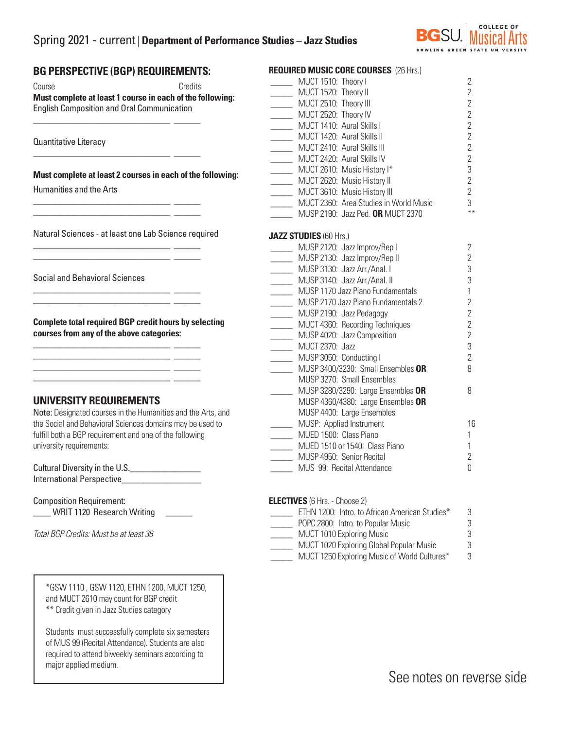# Spring 2021 - current | Department of Performance Studies – Jazz Studies

BGSU. College of Musical Arts — Bowling Green State University

## BG PERSPECTIVE (BGP) REQUIREMENTS:

Course Credits

**Must complete at least 1 course in each of the following:**

English Composition and Oral Communication

______________________________ ______

Quantitative Literacy

______________________________ ______

**Must complete at least 2 courses in each of the following:**

Humanities and the Arts

______________________________ ______
______________________________ ______

Natural Sciences - at least one Lab Science required

______________________________ ______
______________________________ ______

Social and Behavioral Sciences

______________________________ ______
______________________________ ______

**Complete total required BGP credit hours by selecting courses from any of the above categories:**

______________________________ ______
______________________________ ______
______________________________ ______
______________________________ ______

## UNIVERSITY REQUIREMENTS

Note: Designated courses in the Humanities and the Arts, and the Social and Behavioral Sciences domains may be used to fulfill both a BGP requirement and one of the following university requirements:

Cultural Diversity in the U.S.________________

International Perspective________________

Composition Requirement:

____ WRIT 1120 Research Writing ______

*Total BGP Credits: Must be at least 36*

*GSW 1110 , GSW 1120, ETHN 1200, MUCT 1250, and MUCT 2610 may count for BGP credit

** Credit given in Jazz Studies category

Students must successfully complete six semesters of MUS 99 (Recital Attendance). Students are also required to attend biweekly seminars according to major applied medium.

## REQUIRED MUSIC CORE COURSES (26 Hrs.)

| | Course | Credits |
|---|---|---|
| _____ | MUCT 1510: Theory I | 2 |
| _____ | MUCT 1520: Theory II | 2 |
| _____ | MUCT 2510: Theory III | 2 |
| _____ | MUCT 2520: Theory IV | 2 |
| _____ | MUCT 1410: Aural Skills I | 2 |
| _____ | MUCT 1420: Aural Skills II | 2 |
| _____ | MUCT 2410: Aural Skills III | 2 |
| _____ | MUCT 2420: Aural Skills IV | 2 |
| _____ | MUCT 2610: Music History I* | 3 |
| _____ | MUCT 2620: Music History II | 2 |
| _____ | MUCT 3610: Music History III | 2 |
| _____ | MUCT 2360: Area Studies in World Music | 3 |
| _____ | MUSP 2190: Jazz Ped. **OR** MUCT 2370 | ** |

## JAZZ STUDIES (60 Hrs.)

| | Course | Credits |
|---|---|---|
| _____ | MUSP 2120: Jazz Improv/Rep I | 2 |
| _____ | MUSP 2130: Jazz Improv/Rep II | 2 |
| _____ | MUSP 3130: Jazz Arr./Anal. I | 3 |
| _____ | MUSP 3140: Jazz Arr./Anal. II | 3 |
| _____ | MUSP 1170 Jazz Piano Fundamentals | 1 |
| _____ | MUSP 2170 Jazz Piano Fundamentals 2 | 2 |
| _____ | MUSP 2190: Jazz Pedagogy | 2 |
| _____ | MUCT 4360: Recording Techniques | 2 |
| _____ | MUSP 4020: Jazz Composition | 2 |
| _____ | MUCT 2370: Jazz | 3 |
| _____ | MUSP 3050: Conducting I | 2 |
| _____ | MUSP 3400/3230: Small Ensembles **OR** MUSP 3270: Small Ensembles | 8 |
| _____ | MUSP 3280/3290: Large Ensembles **OR** MUSP 4360/4380: Large Ensembles **OR** MUSP 4400: Large Ensembles | 8 |
| _____ | MUSP: Applied Instrument | 16 |
| _____ | MUED 1500: Class Piano | 1 |
| _____ | MUED 1510 or 1540: Class Piano | 1 |
| _____ | MUSP 4950: Senior Recital | 2 |
| _____ | MUS 99: Recital Attendance | 0 |

## ELECTIVES (6 Hrs. - Choose 2)

| | Course | Credits |
|---|---|---|
| _____ | ETHN 1200: Intro. to African American Studies* | 3 |
| _____ | POPC 2800: Intro. to Popular Music | 3 |
| _____ | MUCT 1010 Exploring Music | 3 |
| _____ | MUCT 1020 Exploring Global Popular Music | 3 |
| _____ | MUCT 1250 Exploring Music of World Cultures* | 3 |

See notes on reverse side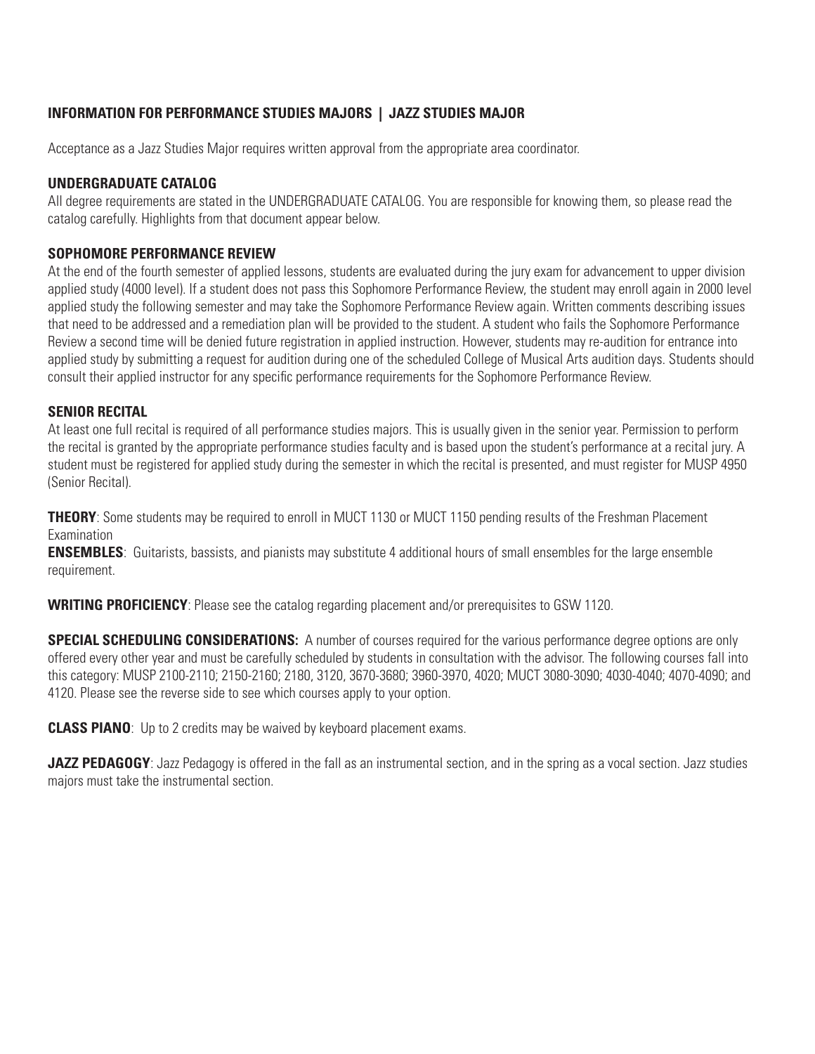## INFORMATION FOR PERFORMANCE STUDIES MAJORS | JAZZ STUDIES MAJOR

Acceptance as a Jazz Studies Major requires written approval from the appropriate area coordinator.

### UNDERGRADUATE CATALOG

All degree requirements are stated in the UNDERGRADUATE CATALOG. You are responsible for knowing them, so please read the catalog carefully. Highlights from that document appear below.

### SOPHOMORE PERFORMANCE REVIEW

At the end of the fourth semester of applied lessons, students are evaluated during the jury exam for advancement to upper division applied study (4000 level). If a student does not pass this Sophomore Performance Review, the student may enroll again in 2000 level applied study the following semester and may take the Sophomore Performance Review again. Written comments describing issues that need to be addressed and a remediation plan will be provided to the student. A student who fails the Sophomore Performance Review a second time will be denied future registration in applied instruction. However, students may re-audition for entrance into applied study by submitting a request for audition during one of the scheduled College of Musical Arts audition days. Students should consult their applied instructor for any specific performance requirements for the Sophomore Performance Review.

### SENIOR RECITAL

At least one full recital is required of all performance studies majors. This is usually given in the senior year. Permission to perform the recital is granted by the appropriate performance studies faculty and is based upon the student's performance at a recital jury. A student must be registered for applied study during the semester in which the recital is presented, and must register for MUSP 4950 (Senior Recital).

**THEORY**: Some students may be required to enroll in MUCT 1130 or MUCT 1150 pending results of the Freshman Placement Examination

**ENSEMBLES**: Guitarists, bassists, and pianists may substitute 4 additional hours of small ensembles for the large ensemble requirement.

**WRITING PROFICIENCY**: Please see the catalog regarding placement and/or prerequisites to GSW 1120.

**SPECIAL SCHEDULING CONSIDERATIONS:** A number of courses required for the various performance degree options are only offered every other year and must be carefully scheduled by students in consultation with the advisor. The following courses fall into this category: MUSP 2100-2110; 2150-2160; 2180, 3120, 3670-3680; 3960-3970, 4020; MUCT 3080-3090; 4030-4040; 4070-4090; and 4120. Please see the reverse side to see which courses apply to your option.

**CLASS PIANO**: Up to 2 credits may be waived by keyboard placement exams.

**JAZZ PEDAGOGY**: Jazz Pedagogy is offered in the fall as an instrumental section, and in the spring as a vocal section. Jazz studies majors must take the instrumental section.